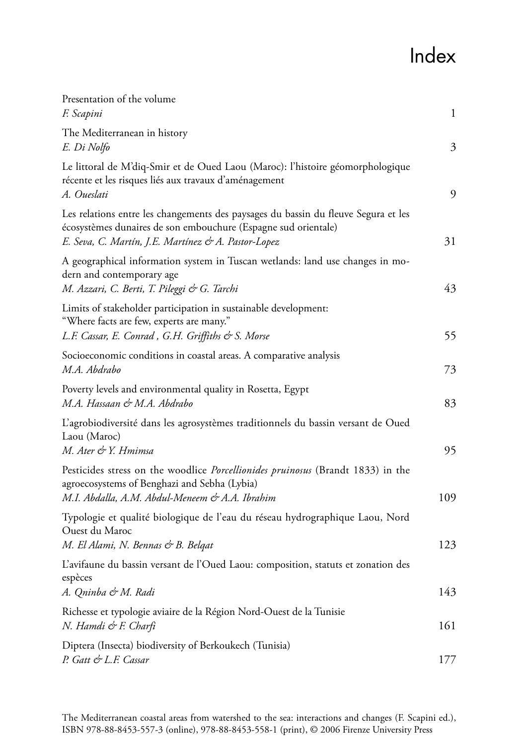# Index

Presentation of the volume
*F. Scapini* 1

The Mediterranean in history
*E. Di Nolfo* 3

Le littoral de M'diq-Smir et de Oued Laou (Maroc): l'histoire géomorphologique récente et les risques liés aux travaux d'aménagement
*A. Oueslati* 9

Les relations entre les changements des paysages du bassin du fleuve Segura et les écosystèmes dunaires de son embouchure (Espagne sud orientale)
*E. Seva, C. Martín, J.E. Martínez & A. Pastor-Lopez* 31

A geographical information system in Tuscan wetlands: land use changes in modern and contemporary age
*M. Azzari, C. Berti, T. Pileggi & G. Tarchi* 43

Limits of stakeholder participation in sustainable development: "Where facts are few, experts are many."
*L.F. Cassar, E. Conrad , G.H. Griffiths & S. Morse* 55

Socioeconomic conditions in coastal areas. A comparative analysis
*M.A. Abdrabo* 73

Poverty levels and environmental quality in Rosetta, Egypt
*M.A. Hassaan & M.A. Abdrabo* 83

L'agrobiodiversité dans les agrosystèmes traditionnels du bassin versant de Oued Laou (Maroc)
*M. Ater & Y. Hmimsa* 95

Pesticides stress on the woodlice *Porcellionides pruinosus* (Brandt 1833) in the agroecosystems of Benghazi and Sebha (Lybia)
*M.I. Abdalla, A.M. Abdul-Meneem & A.A. Ibrahim* 109

Typologie et qualité biologique de l'eau du réseau hydrographique Laou, Nord Ouest du Maroc
*M. El Alami, N. Bennas & B. Belqat* 123

L'avifaune du bassin versant de l'Oued Laou: composition, statuts et zonation des espèces
*A. Qninba & M. Radi* 143

Richesse et typologie aviaire de la Région Nord-Ouest de la Tunisie
*N. Hamdi & F. Charfi* 161

Diptera (Insecta) biodiversity of Berkoukech (Tunisia)
*P. Gatt & L.F. Cassar* 177

The Mediterranean coastal areas from watershed to the sea: interactions and changes (F. Scapini ed.), ISBN 978-88-8453-557-3 (online), 978-88-8453-558-1 (print), © 2006 Firenze University Press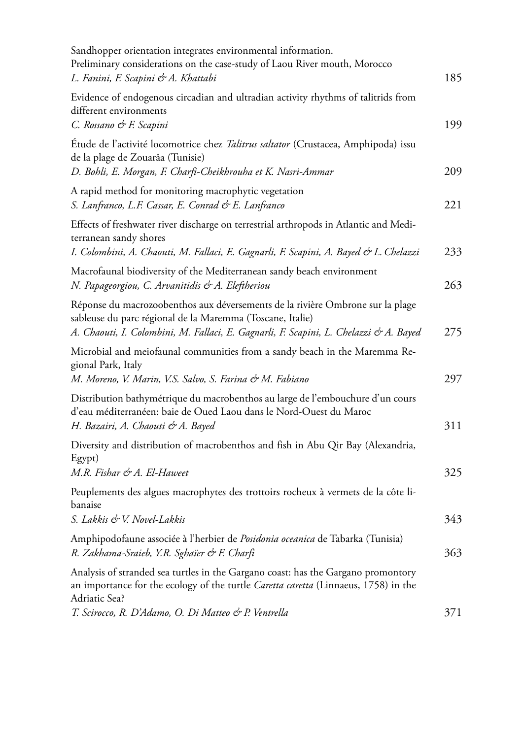Sandhopper orientation integrates environmental information.
Preliminary considerations on the case-study of Laou River mouth, Morocco
*L. Fanini, F. Scapini & A. Khattabi* 185

Evidence of endogenous circadian and ultradian activity rhythms of talitrids from different environments
*C. Rossano & F. Scapini* 199

Étude de l'activité locomotrice chez *Talitrus saltator* (Crustacea, Amphipoda) issu de la plage de Zouarâa (Tunisie)
*D. Bohli, E. Morgan, F. Charfi-Cheikhrouha et K. Nasri-Ammar* 209

A rapid method for monitoring macrophytic vegetation
*S. Lanfranco, L.F. Cassar, E. Conrad & E. Lanfranco* 221

Effects of freshwater river discharge on terrestrial arthropods in Atlantic and Mediterranean sandy shores
*I. Colombini, A. Chaouti, M. Fallaci, E. Gagnarli, F. Scapini, A. Bayed & L. Chelazzi* 233

Macrofaunal biodiversity of the Mediterranean sandy beach environment
*N. Papageorgiou, C. Arvanitidis & A. Eleftheriou* 263

Réponse du macrozoobenthos aux déversements de la rivière Ombrone sur la plage sableuse du parc régional de la Maremma (Toscane, Italie)
*A. Chaouti, I. Colombini, M. Fallaci, E. Gagnarli, F. Scapini, L. Chelazzi & A. Bayed* 275

Microbial and meiofaunal communities from a sandy beach in the Maremma Regional Park, Italy
*M. Moreno, V. Marin, V.S. Salvo, S. Farina & M. Fabiano* 297

Distribution bathymétrique du macrobenthos au large de l'embouchure d'un cours d'eau méditerranéen: baie de Oued Laou dans le Nord-Ouest du Maroc
*H. Bazairi, A. Chaouti & A. Bayed* 311

Diversity and distribution of macrobenthos and fish in Abu Qir Bay (Alexandria, Egypt)
*M.R. Fishar & A. El-Haweet* 325

Peuplements des algues macrophytes des trottoirs rocheux à vermets de la côte libanaise
*S. Lakkis & V. Novel-Lakkis* 343

Amphipodofaune associée à l'herbier de *Posidonia oceanica* de Tabarka (Tunisia)
*R. Zakhama-Sraieb, Y.R. Sghaïer & F. Charfi* 363

Analysis of stranded sea turtles in the Gargano coast: has the Gargano promontory an importance for the ecology of the turtle *Caretta caretta* (Linnaeus, 1758) in the Adriatic Sea?
*T. Scirocco, R. D'Adamo, O. Di Matteo & P. Ventrella* 371